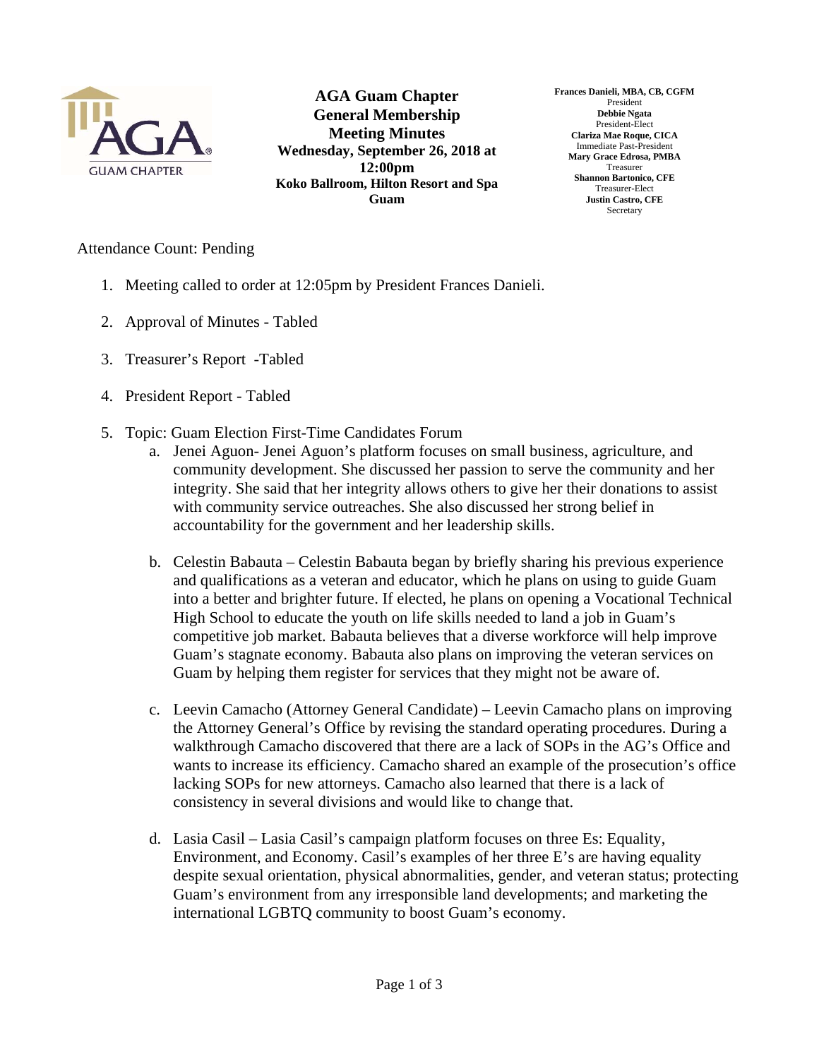# AGA Guam Chapter
## General Membership Meeting Minutes

**Wednesday, September 26, 2018 at 12:00pm**
**Koko Ballroom, Hilton Resort and Spa Guam**

**Frances Danieli, MBA, CB, CGFM**
President
**Debbie Ngata**
President-Elect
**Clariza Mae Roque, CICA**
Immediate Past-President
**Mary Grace Edrosa, PMBA**
Treasurer
**Shannon Bartonico, CFE**
Treasurer-Elect
**Justin Castro, CFE**
Secretary

Attendance Count: Pending

1. Meeting called to order at 12:05pm by President Frances Danieli.

2. Approval of Minutes - Tabled

3. Treasurer's Report -Tabled

4. President Report - Tabled

5. Topic: Guam Election First-Time Candidates Forum
   a. Jenei Aguon- Jenei Aguon's platform focuses on small business, agriculture, and community development. She discussed her passion to serve the community and her integrity. She said that her integrity allows others to give her their donations to assist with community service outreaches. She also discussed her strong belief in accountability for the government and her leadership skills.

   b. Celestin Babauta – Celestin Babauta began by briefly sharing his previous experience and qualifications as a veteran and educator, which he plans on using to guide Guam into a better and brighter future. If elected, he plans on opening a Vocational Technical High School to educate the youth on life skills needed to land a job in Guam's competitive job market. Babauta believes that a diverse workforce will help improve Guam's stagnate economy. Babauta also plans on improving the veteran services on Guam by helping them register for services that they might not be aware of.

   c. Leevin Camacho (Attorney General Candidate) – Leevin Camacho plans on improving the Attorney General's Office by revising the standard operating procedures. During a walkthrough Camacho discovered that there are a lack of SOPs in the AG's Office and wants to increase its efficiency. Camacho shared an example of the prosecution's office lacking SOPs for new attorneys. Camacho also learned that there is a lack of consistency in several divisions and would like to change that.

   d. Lasia Casil – Lasia Casil's campaign platform focuses on three Es: Equality, Environment, and Economy. Casil's examples of her three E's are having equality despite sexual orientation, physical abnormalities, gender, and veteran status; protecting Guam's environment from any irresponsible land developments; and marketing the international LGBTQ community to boost Guam's economy.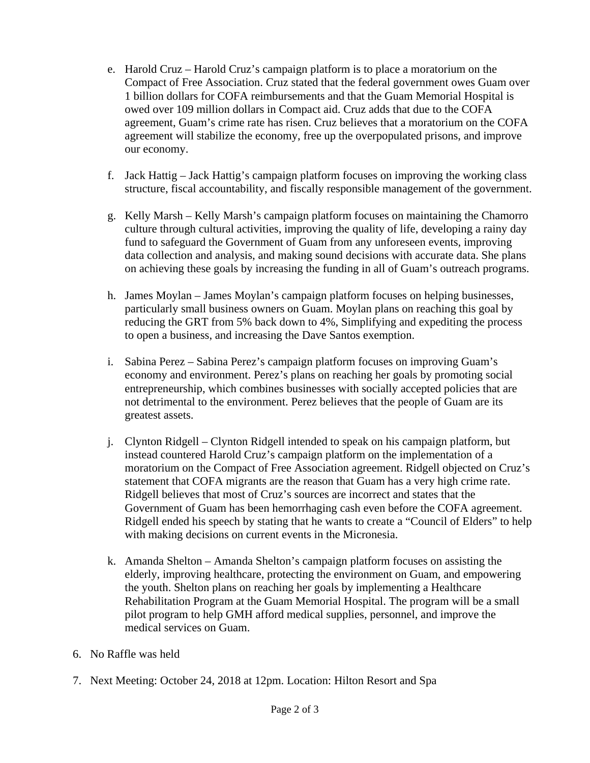e. Harold Cruz – Harold Cruz's campaign platform is to place a moratorium on the Compact of Free Association. Cruz stated that the federal government owes Guam over 1 billion dollars for COFA reimbursements and that the Guam Memorial Hospital is owed over 109 million dollars in Compact aid. Cruz adds that due to the COFA agreement, Guam's crime rate has risen. Cruz believes that a moratorium on the COFA agreement will stabilize the economy, free up the overpopulated prisons, and improve our economy.

f. Jack Hattig – Jack Hattig's campaign platform focuses on improving the working class structure, fiscal accountability, and fiscally responsible management of the government.

g. Kelly Marsh – Kelly Marsh's campaign platform focuses on maintaining the Chamorro culture through cultural activities, improving the quality of life, developing a rainy day fund to safeguard the Government of Guam from any unforeseen events, improving data collection and analysis, and making sound decisions with accurate data. She plans on achieving these goals by increasing the funding in all of Guam's outreach programs.

h. James Moylan – James Moylan's campaign platform focuses on helping businesses, particularly small business owners on Guam. Moylan plans on reaching this goal by reducing the GRT from 5% back down to 4%, Simplifying and expediting the process to open a business, and increasing the Dave Santos exemption.

i. Sabina Perez – Sabina Perez's campaign platform focuses on improving Guam's economy and environment. Perez's plans on reaching her goals by promoting social entrepreneurship, which combines businesses with socially accepted policies that are not detrimental to the environment. Perez believes that the people of Guam are its greatest assets.

j. Clynton Ridgell – Clynton Ridgell intended to speak on his campaign platform, but instead countered Harold Cruz's campaign platform on the implementation of a moratorium on the Compact of Free Association agreement. Ridgell objected on Cruz's statement that COFA migrants are the reason that Guam has a very high crime rate. Ridgell believes that most of Cruz's sources are incorrect and states that the Government of Guam has been hemorrhaging cash even before the COFA agreement. Ridgell ended his speech by stating that he wants to create a "Council of Elders" to help with making decisions on current events in the Micronesia.

k. Amanda Shelton – Amanda Shelton's campaign platform focuses on assisting the elderly, improving healthcare, protecting the environment on Guam, and empowering the youth. Shelton plans on reaching her goals by implementing a Healthcare Rehabilitation Program at the Guam Memorial Hospital. The program will be a small pilot program to help GMH afford medical supplies, personnel, and improve the medical services on Guam.

6. No Raffle was held

7. Next Meeting: October 24, 2018 at 12pm. Location: Hilton Resort and Spa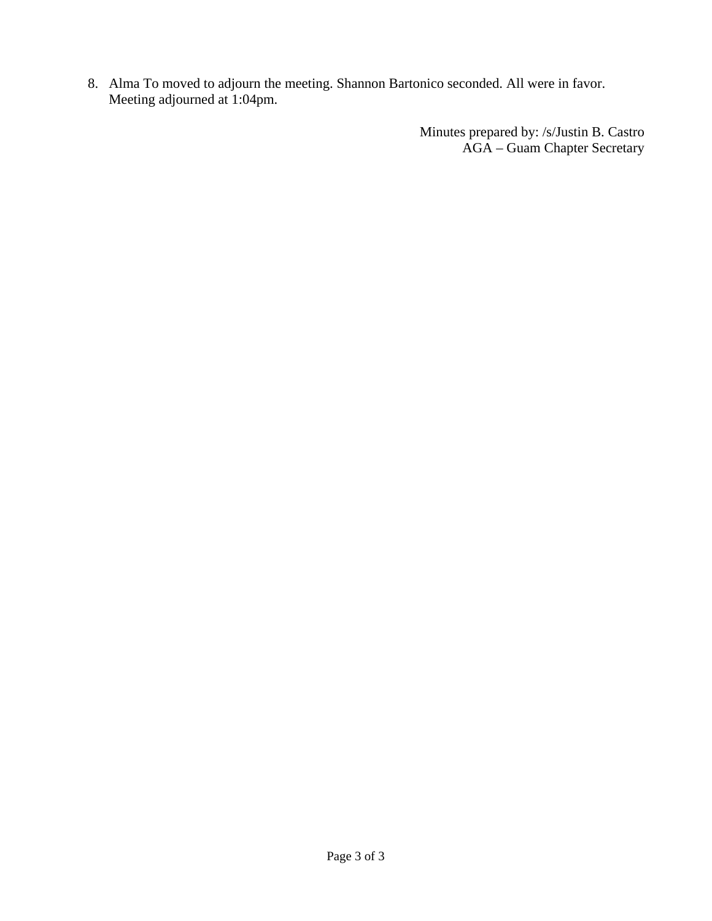8. Alma To moved to adjourn the meeting. Shannon Bartonico seconded. All were in favor. Meeting adjourned at 1:04pm.

Minutes prepared by: /s/Justin B. Castro
AGA – Guam Chapter Secretary